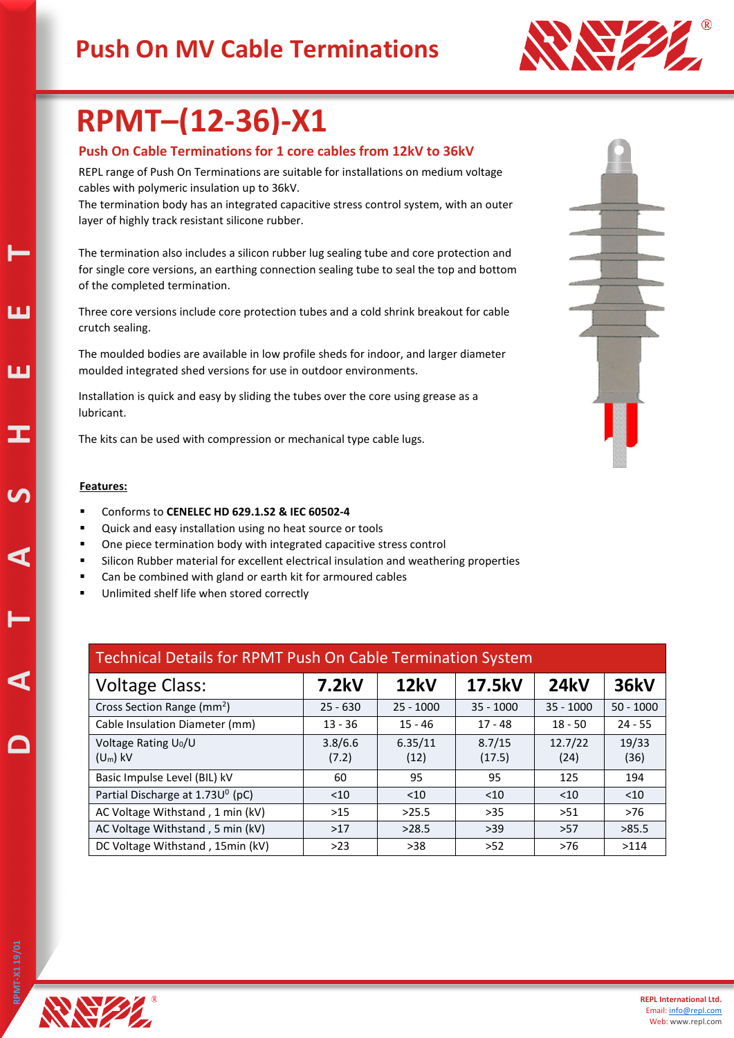# Push On MV Cable Terminations

## RPMT–(12-36)-X1

### Push On Cable Terminations for 1 core cables from 12kV to 36kV

REPL range of Push On Terminations are suitable for installations on medium voltage cables with polymeric insulation up to 36kV.
The termination body has an integrated capacitive stress control system, with an outer layer of highly track resistant silicone rubber.

The termination also includes a silicon rubber lug sealing tube and core protection and for single core versions, an earthing connection sealing tube to seal the top and bottom of the completed termination.

Three core versions include core protection tubes and a cold shrink breakout for cable crutch sealing.

The moulded bodies are available in low profile sheds for indoor, and larger diameter moulded integrated shed versions for use in outdoor environments.

Installation is quick and easy by sliding the tubes over the core using grease as a lubricant.

The kits can be used with compression or mechanical type cable lugs.

**Features:**

- Conforms to **CENELEC HD 629.1.S2 & IEC 60502-4**
- Quick and easy installation using no heat source or tools
- One piece termination body with integrated capacitive stress control
- Silicon Rubber material for excellent electrical insulation and weathering properties
- Can be combined with gland or earth kit for armoured cables
- Unlimited shelf life when stored correctly

| Technical Details for RPMT Push On Cable Termination System | | | | | |
|---|---|---|---|---|---|
| Voltage Class: | 7.2kV | 12kV | 17.5kV | 24kV | 36kV |
| Cross Section Range ($mm^2$) | 25 - 630 | 25 - 1000 | 35 - 1000 | 35 - 1000 | 50 - 1000 |
| Cable Insulation Diameter (mm) | 13 - 36 | 15 - 46 | 17 - 48 | 18 - 50 | 24 - 55 |
| Voltage Rating $U_0/U$ ($U_m$) kV | 3.8/6.6 (7.2) | 6.35/11 (12) | 8.7/15 (17.5) | 12.7/22 (24) | 19/33 (36) |
| Basic Impulse Level (BIL) kV | 60 | 95 | 95 | 125 | 194 |
| Partial Discharge at $1.73U^0$ (pC) | <10 | <10 | <10 | <10 | <10 |
| AC Voltage Withstand , 1 min (kV) | >15 | >25.5 | >35 | >51 | >76 |
| AC Voltage Withstand , 5 min (kV) | >17 | >28.5 | >39 | >57 | >85.5 |
| DC Voltage Withstand , 15min (kV) | >23 | >38 | >52 | >76 | >114 |

REPL International Ltd.
Email: info@repl.com
Web: www.repl.com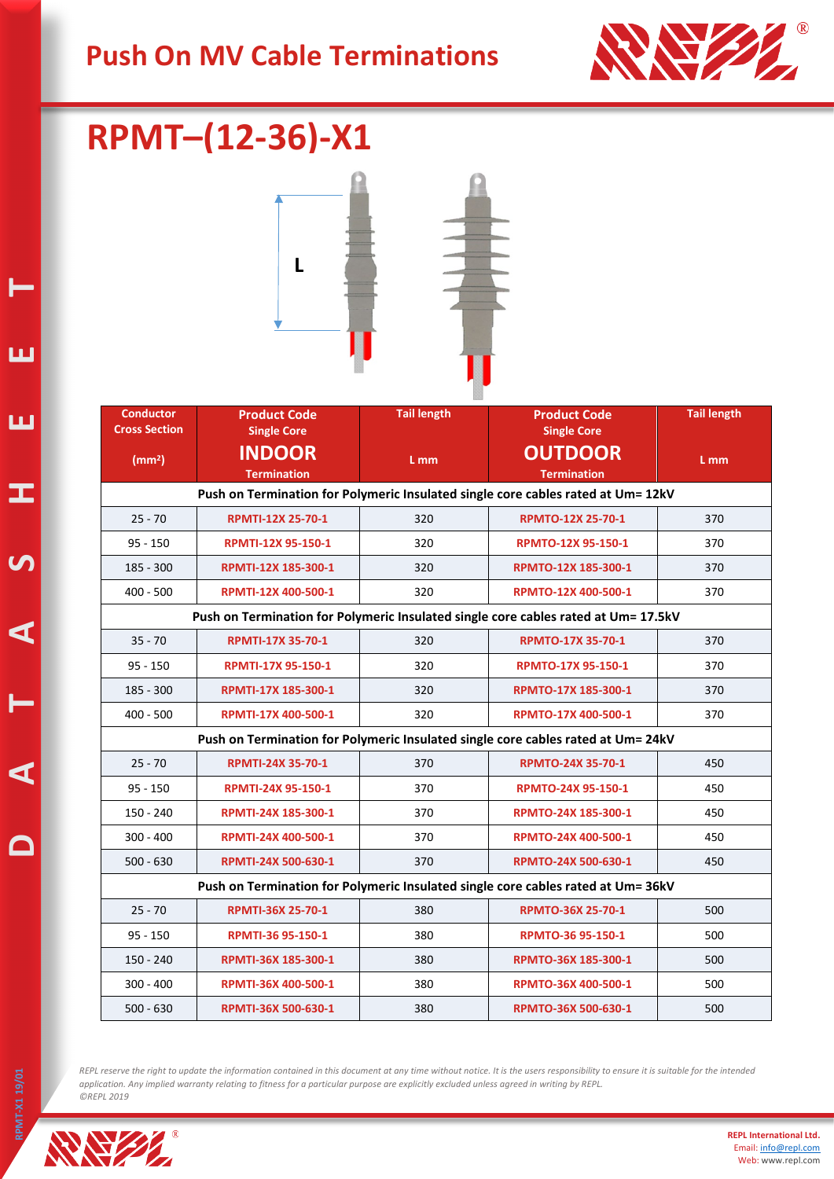# Push On MV Cable Terminations

## RPMT–(12-36)-X1

L

| Conductor Cross Section (mm²) | Product Code Single Core INDOOR Termination | Tail length L mm | Product Code Single Core OUTDOOR Termination | Tail length L mm |
|---|---|---|---|---|
| Push on Termination for Polymeric Insulated single core cables rated at Um= 12kV | | | | |
| 25 - 70 | RPMTI-12X 25-70-1 | 320 | RPMTO-12X 25-70-1 | 370 |
| 95 - 150 | RPMTI-12X 95-150-1 | 320 | RPMTO-12X 95-150-1 | 370 |
| 185 - 300 | RPMTI-12X 185-300-1 | 320 | RPMTO-12X 185-300-1 | 370 |
| 400 - 500 | RPMTI-12X 400-500-1 | 320 | RPMTO-12X 400-500-1 | 370 |
| Push on Termination for Polymeric Insulated single core cables rated at Um= 17.5kV | | | | |
| 35 - 70 | RPMTI-17X 35-70-1 | 320 | RPMTO-17X 35-70-1 | 370 |
| 95 - 150 | RPMTI-17X 95-150-1 | 320 | RPMTO-17X 95-150-1 | 370 |
| 185 - 300 | RPMTI-17X 185-300-1 | 320 | RPMTO-17X 185-300-1 | 370 |
| 400 - 500 | RPMTI-17X 400-500-1 | 320 | RPMTO-17X 400-500-1 | 370 |
| Push on Termination for Polymeric Insulated single core cables rated at Um= 24kV | | | | |
| 25 - 70 | RPMTI-24X 35-70-1 | 370 | RPMTO-24X 35-70-1 | 450 |
| 95 - 150 | RPMTI-24X 95-150-1 | 370 | RPMTO-24X 95-150-1 | 450 |
| 150 - 240 | RPMTI-24X 185-300-1 | 370 | RPMTO-24X 185-300-1 | 450 |
| 300 - 400 | RPMTI-24X 400-500-1 | 370 | RPMTO-24X 400-500-1 | 450 |
| 500 - 630 | RPMTI-24X 500-630-1 | 370 | RPMTO-24X 500-630-1 | 450 |
| Push on Termination for Polymeric Insulated single core cables rated at Um= 36kV | | | | |
| 25 - 70 | RPMTI-36X 25-70-1 | 380 | RPMTO-36X 25-70-1 | 500 |
| 95 - 150 | RPMTI-36 95-150-1 | 380 | RPMTO-36 95-150-1 | 500 |
| 150 - 240 | RPMTI-36X 185-300-1 | 380 | RPMTO-36X 185-300-1 | 500 |
| 300 - 400 | RPMTI-36X 400-500-1 | 380 | RPMTO-36X 400-500-1 | 500 |
| 500 - 630 | RPMTI-36X 500-630-1 | 380 | RPMTO-36X 500-630-1 | 500 |

*REPL reserve the right to update the information contained in this document at any time without notice. It is the users responsibility to ensure it is suitable for the intended application. Any implied warranty relating to fitness for a particular purpose are explicitly excluded unless agreed in writing by REPL.*
*©REPL 2019*

**REPL International Ltd.**
Email: info@repl.com
Web: www.repl.com